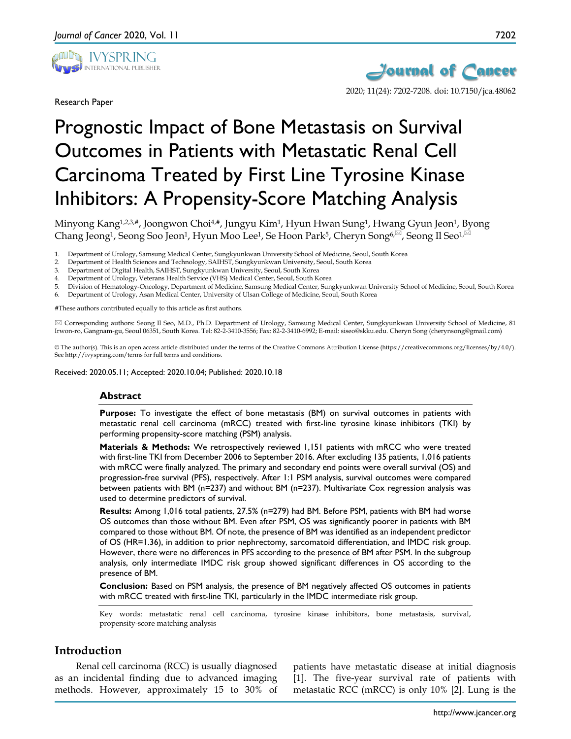Research Paper

# Prognostic Impact of Bone Metastasis on Survival Outcomes in Patients with Metastatic Renal Cell Carcinoma Treated by First Line Tyrosine Kinase Inhibitors: A Propensity-Score Matching Analysis

Minyong Kang[1,2,3,#], Joongwon Choi[4,#], Jungyu Kim[1], Hyun Hwan Sung[1], Hwang Gyun Jeon[1], Byong Chang Jeong[1], Seong Soo Jeon[1], Hyun Moo Lee[1], Se Hoon Park[5], Cheryn Song[6,✉], Seong Il Seo[1,✉]

1. Department of Urology, Samsung Medical Center, Sungkyunkwan University School of Medicine, Seoul, South Korea
2. Department of Health Sciences and Technology, SAIHST, Sungkyunkwan University, Seoul, South Korea
3. Department of Digital Health, SAIHST, Sungkyunkwan University, Seoul, South Korea
4. Department of Urology, Veterans Health Service (VHS) Medical Center, Seoul, South Korea
5. Division of Hematology-Oncology, Department of Medicine, Samsung Medical Center, Sungkyunkwan University School of Medicine, Seoul, South Korea
6. Department of Urology, Asan Medical Center, University of Ulsan College of Medicine, Seoul, South Korea

#These authors contributed equally to this article as first authors.

✉ Corresponding authors: Seong Il Seo, M.D., Ph.D. Department of Urology, Samsung Medical Center, Sungkyunkwan University School of Medicine, 81 Irwon-ro, Gangnam-gu, Seoul 06351, South Korea. Tel: 82-2-3410-3556; Fax: 82-2-3410-6992; E-mail: siseo@skku.edu. Cheryn Song (cherynsong@gmail.com)

© The author(s). This is an open access article distributed under the terms of the Creative Commons Attribution License (https://creativecommons.org/licenses/by/4.0/). See http://ivyspring.com/terms for full terms and conditions.

Received: 2020.05.11; Accepted: 2020.10.04; Published: 2020.10.18

## Abstract

**Purpose:** To investigate the effect of bone metastasis (BM) on survival outcomes in patients with metastatic renal cell carcinoma (mRCC) treated with first-line tyrosine kinase inhibitors (TKI) by performing propensity-score matching (PSM) analysis.

**Materials & Methods:** We retrospectively reviewed 1,151 patients with mRCC who were treated with first-line TKI from December 2006 to September 2016. After excluding 135 patients, 1,016 patients with mRCC were finally analyzed. The primary and secondary end points were overall survival (OS) and progression-free survival (PFS), respectively. After 1:1 PSM analysis, survival outcomes were compared between patients with BM (n=237) and without BM (n=237). Multivariate Cox regression analysis was used to determine predictors of survival.

**Results:** Among 1,016 total patients, 27.5% (n=279) had BM. Before PSM, patients with BM had worse OS outcomes than those without BM. Even after PSM, OS was significantly poorer in patients with BM compared to those without BM. Of note, the presence of BM was identified as an independent predictor of OS (HR=1.36), in addition to prior nephrectomy, sarcomatoid differentiation, and IMDC risk group. However, there were no differences in PFS according to the presence of BM after PSM. In the subgroup analysis, only intermediate IMDC risk group showed significant differences in OS according to the presence of BM.

**Conclusion:** Based on PSM analysis, the presence of BM negatively affected OS outcomes in patients with mRCC treated with first-line TKI, particularly in the IMDC intermediate risk group.

Key words: metastatic renal cell carcinoma, tyrosine kinase inhibitors, bone metastasis, survival, propensity-score matching analysis

## Introduction

Renal cell carcinoma (RCC) is usually diagnosed as an incidental finding due to advanced imaging methods. However, approximately 15 to 30% of patients have metastatic disease at initial diagnosis [1]. The five-year survival rate of patients with metastatic RCC (mRCC) is only 10% [2]. Lung is the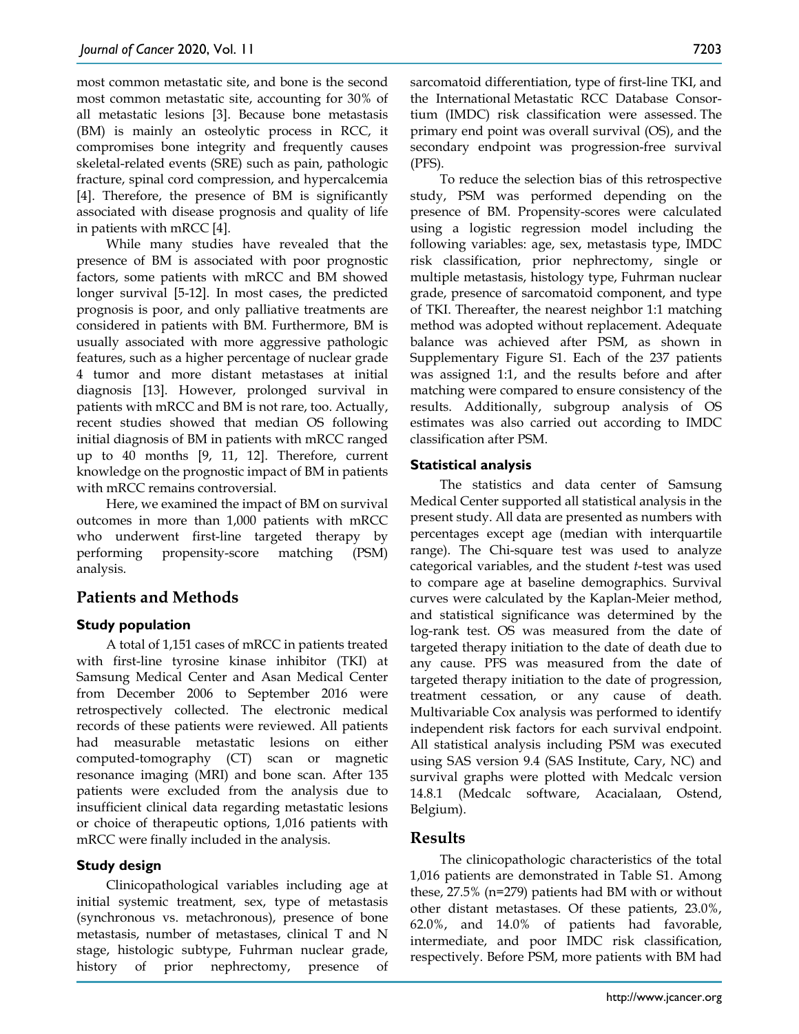most common metastatic site, and bone is the second most common metastatic site, accounting for 30% of all metastatic lesions [3]. Because bone metastasis (BM) is mainly an osteolytic process in RCC, it compromises bone integrity and frequently causes skeletal-related events (SRE) such as pain, pathologic fracture, spinal cord compression, and hypercalcemia [4]. Therefore, the presence of BM is significantly associated with disease prognosis and quality of life in patients with mRCC [4].

While many studies have revealed that the presence of BM is associated with poor prognostic factors, some patients with mRCC and BM showed longer survival [5-12]. In most cases, the predicted prognosis is poor, and only palliative treatments are considered in patients with BM. Furthermore, BM is usually associated with more aggressive pathologic features, such as a higher percentage of nuclear grade 4 tumor and more distant metastases at initial diagnosis [13]. However, prolonged survival in patients with mRCC and BM is not rare, too. Actually, recent studies showed that median OS following initial diagnosis of BM in patients with mRCC ranged up to 40 months [9, 11, 12]. Therefore, current knowledge on the prognostic impact of BM in patients with mRCC remains controversial.

Here, we examined the impact of BM on survival outcomes in more than 1,000 patients with mRCC who underwent first-line targeted therapy by performing propensity-score matching (PSM) analysis.

## Patients and Methods

### Study population

A total of 1,151 cases of mRCC in patients treated with first-line tyrosine kinase inhibitor (TKI) at Samsung Medical Center and Asan Medical Center from December 2006 to September 2016 were retrospectively collected. The electronic medical records of these patients were reviewed. All patients had measurable metastatic lesions on either computed-tomography (CT) scan or magnetic resonance imaging (MRI) and bone scan. After 135 patients were excluded from the analysis due to insufficient clinical data regarding metastatic lesions or choice of therapeutic options, 1,016 patients with mRCC were finally included in the analysis.

### Study design

Clinicopathological variables including age at initial systemic treatment, sex, type of metastasis (synchronous vs. metachronous), presence of bone metastasis, number of metastases, clinical T and N stage, histologic subtype, Fuhrman nuclear grade, history of prior nephrectomy, presence of sarcomatoid differentiation, type of first-line TKI, and the International Metastatic RCC Database Consortium (IMDC) risk classification were assessed. The primary end point was overall survival (OS), and the secondary endpoint was progression-free survival (PFS).

To reduce the selection bias of this retrospective study, PSM was performed depending on the presence of BM. Propensity-scores were calculated using a logistic regression model including the following variables: age, sex, metastasis type, IMDC risk classification, prior nephrectomy, single or multiple metastasis, histology type, Fuhrman nuclear grade, presence of sarcomatoid component, and type of TKI. Thereafter, the nearest neighbor 1:1 matching method was adopted without replacement. Adequate balance was achieved after PSM, as shown in Supplementary Figure S1. Each of the 237 patients was assigned 1:1, and the results before and after matching were compared to ensure consistency of the results. Additionally, subgroup analysis of OS estimates was also carried out according to IMDC classification after PSM.

### Statistical analysis

The statistics and data center of Samsung Medical Center supported all statistical analysis in the present study. All data are presented as numbers with percentages except age (median with interquartile range). The Chi-square test was used to analyze categorical variables, and the student *t*-test was used to compare age at baseline demographics. Survival curves were calculated by the Kaplan-Meier method, and statistical significance was determined by the log-rank test. OS was measured from the date of targeted therapy initiation to the date of death due to any cause. PFS was measured from the date of targeted therapy initiation to the date of progression, treatment cessation, or any cause of death. Multivariable Cox analysis was performed to identify independent risk factors for each survival endpoint. All statistical analysis including PSM was executed using SAS version 9.4 (SAS Institute, Cary, NC) and survival graphs were plotted with Medcalc version 14.8.1 (Medcalc software, Acacialaan, Ostend, Belgium).

## Results

The clinicopathologic characteristics of the total 1,016 patients are demonstrated in Table S1. Among these, 27.5% (n=279) patients had BM with or without other distant metastases. Of these patients, 23.0%, 62.0%, and 14.0% of patients had favorable, intermediate, and poor IMDC risk classification, respectively. Before PSM, more patients with BM had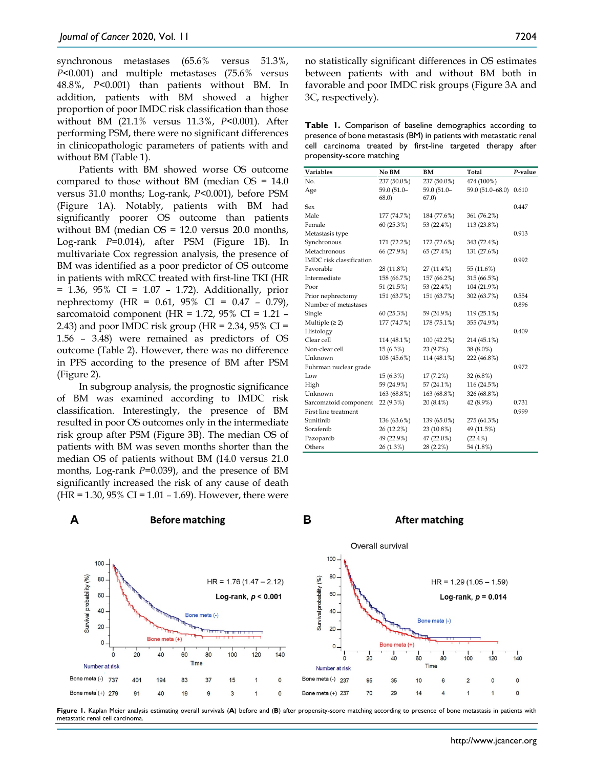synchronous metastases (65.6% versus 51.3%, $P<0.001$) and multiple metastases (75.6% versus 48.8%, $P<0.001$) than patients without BM. In addition, patients with BM showed a higher proportion of poor IMDC risk classification than those without BM (21.1% versus 11.3%, $P<0.001$). After performing PSM, there were no significant differences in clinicopathologic parameters of patients with and without BM (Table 1).

Patients with BM showed worse OS outcome compared to those without BM (median OS = 14.0 versus 31.0 months; Log-rank, $P<0.001$), before PSM (Figure 1A). Notably, patients with BM had significantly poorer OS outcome than patients without BM (median OS = 12.0 versus 20.0 months, Log-rank $P=0.014$), after PSM (Figure 1B). In multivariate Cox regression analysis, the presence of BM was identified as a poor predictor of OS outcome in patients with mRCC treated with first-line TKI (HR = 1.36, 95% CI = 1.07 – 1.72). Additionally, prior nephrectomy (HR = 0.61, 95% CI = 0.47 – 0.79), sarcomatoid component (HR = 1.72, 95% CI = 1.21 – 2.43) and poor IMDC risk group (HR = 2.34, 95% CI = 1.56 – 3.48) were remained as predictors of OS outcome (Table 2). However, there was no difference in PFS according to the presence of BM after PSM (Figure 2).

In subgroup analysis, the prognostic significance of BM was examined according to IMDC risk classification. Interestingly, the presence of BM resulted in poor OS outcomes only in the intermediate risk group after PSM (Figure 3B). The median OS of patients with BM was seven months shorter than the median OS of patients without BM (14.0 versus 21.0 months, Log-rank $P=0.039$), and the presence of BM significantly increased the risk of any cause of death (HR = 1.30, 95% CI = 1.01 – 1.69). However, there were no statistically significant differences in OS estimates between patients with and without BM both in favorable and poor IMDC risk groups (Figure 3A and 3C, respectively).

**Table 1.** Comparison of baseline demographics according to presence of bone metastasis (BM) in patients with metastatic renal cell carcinoma treated by first-line targeted therapy after propensity-score matching

| Variables | No BM | BM | Total | *P*-value |
|---|---|---|---|---|
| No. | 237 (50.0%) | 237 (50.0%) | 474 (100%) | |
| Age | 59.0 (51.0–68.0) | 59.0 (51.0–67.0) | 59.0 (51.0–68.0) | 0.610 |
| Sex | | | | 0.447 |
| Male | 177 (74.7%) | 184 (77.6%) | 361 (76.2%) | |
| Female | 60 (25.3%) | 53 (22.4%) | 113 (23.8%) | |
| Metastasis type | | | | 0.913 |
| Synchronous | 171 (72.2%) | 172 (72.6%) | 343 (72.4%) | |
| Metachronous | 66 (27.9%) | 65 (27.4%) | 131 (27.6%) | |
| IMDC risk classification | | | | 0.992 |
| Favorable | 28 (11.8%) | 27 (11.4%) | 55 (11.6%) | |
| Intermediate | 158 (66.7%) | 157 (66.2%) | 315 (66.5%) | |
| Poor | 51 (21.5%) | 53 (22.4%) | 104 (21.9%) | |
| Prior nephrectomy | 151 (63.7%) | 151 (63.7%) | 302 (63.7%) | 0.554 |
| Number of metastases | | | | 0.896 |
| Single | 60 (25.3%) | 59 (24.9%) | 119 (25.1%) | |
| Multiple (≥ 2) | 177 (74.7%) | 178 (75.1%) | 355 (74.9%) | |
| Histology | | | | 0.409 |
| Clear cell | 114 (48.1%) | 100 (42.2%) | 214 (45.1%) | |
| Non-clear cell | 15 (6.3%) | 23 (9.7%) | 38 (8.0%) | |
| Unknown | 108 (45.6%) | 114 (48.1%) | 222 (46.8%) | |
| Fuhrman nuclear grade | | | | 0.972 |
| Low | 15 (6.3%) | 17 (7.2%) | 32 (6.8%) | |
| High | 59 (24.9%) | 57 (24.1%) | 116 (24.5%) | |
| Unknown | 163 (68.8%) | 163 (68.8%) | 326 (68.8%) | |
| Sarcomatoid component | 22 (9.3%) | 20 (8.4%) | 42 (8.9%) | 0.731 |
| First line treatment | | | | 0.999 |
| Sunitinib | 136 (63.6%) | 139 (65.0%) | 275 (64.3%) | |
| Sorafenib | 26 (12.2%) | 23 (10.8%) | 49 (11.5%) | |
| Pazopanib | 49 (22.9%) | 47 (22.0%) | (22.4%) | |
| Others | 26 (1.3%) | 28 (2.2%) | 54 (1.8%) | |

**Figure 1.** Kaplan Meier analysis estimating overall survivals (**A**) before and (**B**) after propensity-score matching according to presence of bone metastasis in patients with metastatic renal cell carcinoma.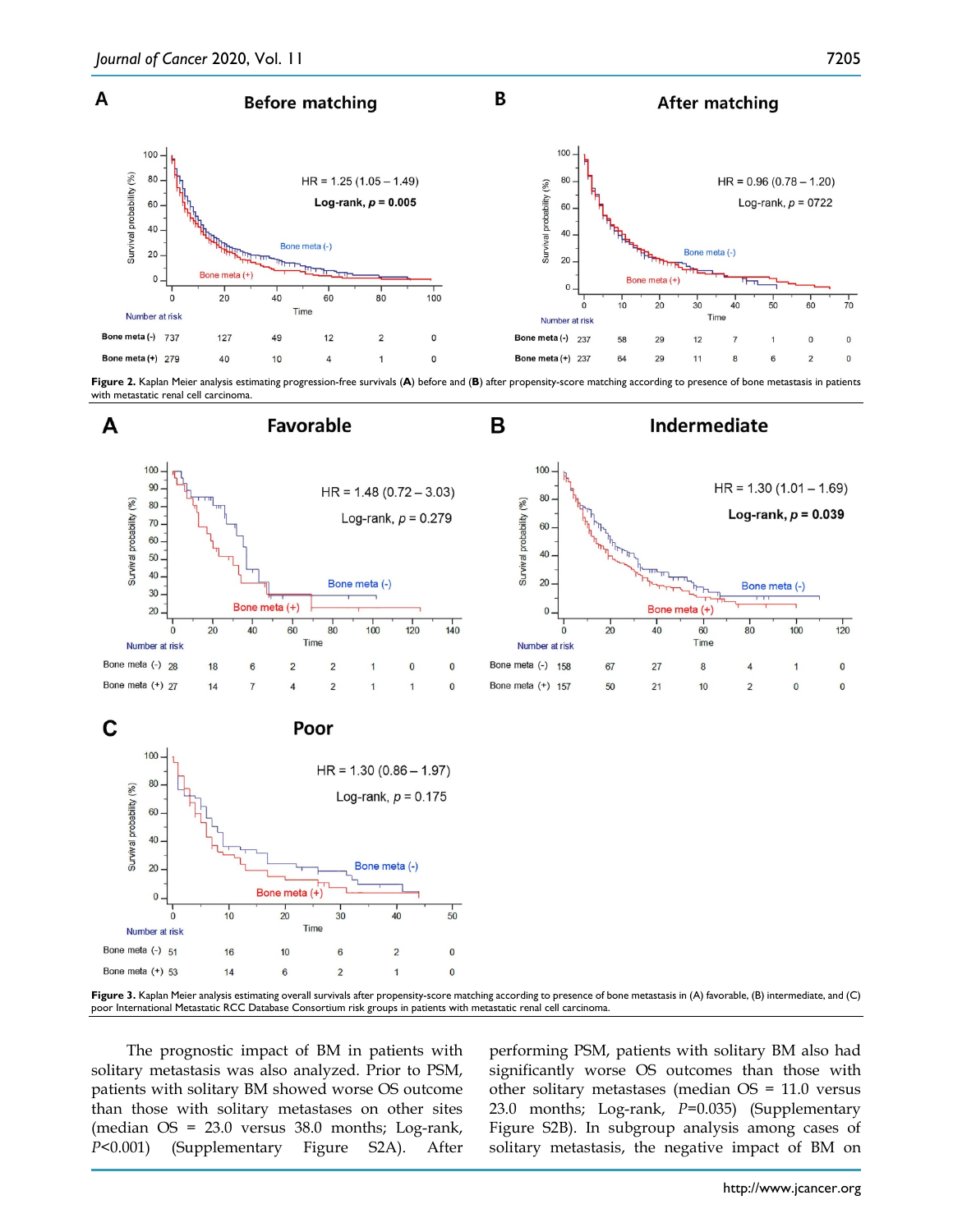**Figure 2.** Kaplan Meier analysis estimating progression-free survivals (**A**) before and (**B**) after propensity-score matching according to presence of bone metastasis in patients with metastatic renal cell carcinoma.

**Figure 3.** Kaplan Meier analysis estimating overall survivals after propensity-score matching according to presence of bone metastasis in (A) favorable, (B) intermediate, and (C) poor International Metastatic RCC Database Consortium risk groups in patients with metastatic renal cell carcinoma.

The prognostic impact of BM in patients with solitary metastasis was also analyzed. Prior to PSM, patients with solitary BM showed worse OS outcome than those with solitary metastases on other sites (median OS = 23.0 versus 38.0 months; Log-rank, $P<0.001$) (Supplementary Figure S2A). After performing PSM, patients with solitary BM also had significantly worse OS outcomes than those with other solitary metastases (median OS = 11.0 versus 23.0 months; Log-rank, $P=0.035$) (Supplementary Figure S2B). In subgroup analysis among cases of solitary metastasis, the negative impact of BM on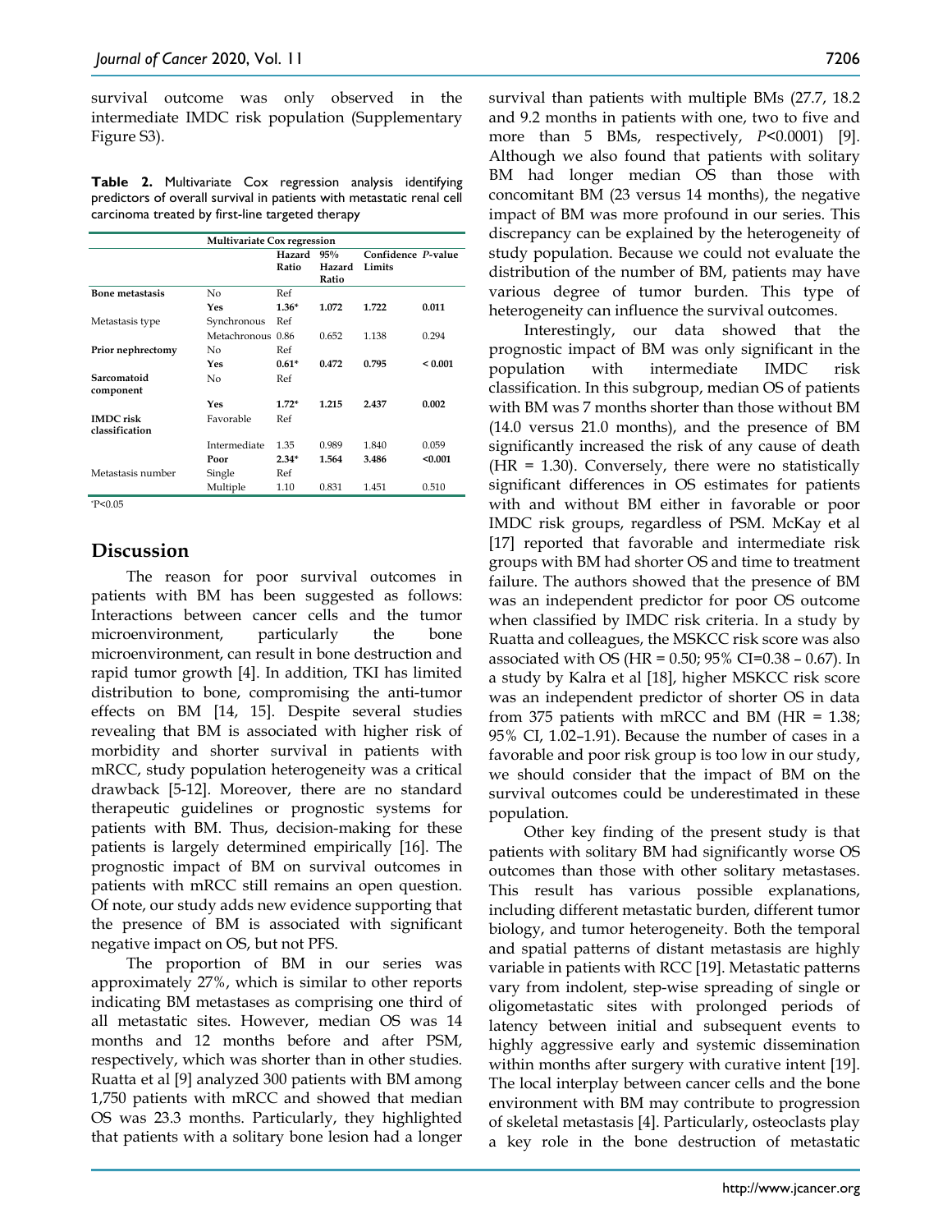survival outcome was only observed in the intermediate IMDC risk population (Supplementary Figure S3).

**Table 2.** Multivariate Cox regression analysis identifying predictors of overall survival in patients with metastatic renal cell carcinoma treated by first-line targeted therapy

| | Multivariate Cox regression | | | | |
|---|---|---|---|---|---|
| | | Hazard Ratio | 95% Hazard Ratio | Confidence Limits | *P*-value |
| **Bone metastasis** | No | Ref | | | |
| | **Yes** | **1.36*** | **1.072** | **1.722** | **0.011** |
| Metastasis type | Synchronous | Ref | | | |
| | Metachronous | 0.86 | 0.652 | 1.138 | 0.294 |
| **Prior nephrectomy** | No | Ref | | | |
| | **Yes** | **0.61*** | **0.472** | **0.795** | **< 0.001** |
| **Sarcomatoid component** | No | Ref | | | |
| | **Yes** | **1.72*** | **1.215** | **2.437** | **0.002** |
| **IMDC risk classification** | Favorable | Ref | | | |
| | Intermediate | 1.35 | 0.989 | 1.840 | 0.059 |
| | **Poor** | **2.34*** | **1.564** | **3.486** | **<0.001** |
| Metastasis number | Single | Ref | | | |
| | Multiple | 1.10 | 0.831 | 1.451 | 0.510 |

*P<0.05

## Discussion

The reason for poor survival outcomes in patients with BM has been suggested as follows: Interactions between cancer cells and the tumor microenvironment, particularly the bone microenvironment, can result in bone destruction and rapid tumor growth [4]. In addition, TKI has limited distribution to bone, compromising the anti-tumor effects on BM [14, 15]. Despite several studies revealing that BM is associated with higher risk of morbidity and shorter survival in patients with mRCC, study population heterogeneity was a critical drawback [5-12]. Moreover, there are no standard therapeutic guidelines or prognostic systems for patients with BM. Thus, decision-making for these patients is largely determined empirically [16]. The prognostic impact of BM on survival outcomes in patients with mRCC still remains an open question. Of note, our study adds new evidence supporting that the presence of BM is associated with significant negative impact on OS, but not PFS.

The proportion of BM in our series was approximately 27%, which is similar to other reports indicating BM metastases as comprising one third of all metastatic sites. However, median OS was 14 months and 12 months before and after PSM, respectively, which was shorter than in other studies. Ruatta et al [9] analyzed 300 patients with BM among 1,750 patients with mRCC and showed that median OS was 23.3 months. Particularly, they highlighted that patients with a solitary bone lesion had a longer survival than patients with multiple BMs (27.7, 18.2 and 9.2 months in patients with one, two to five and more than 5 BMs, respectively, *P*<0.0001) [9]. Although we also found that patients with solitary BM had longer median OS than those with concomitant BM (23 versus 14 months), the negative impact of BM was more profound in our series. This discrepancy can be explained by the heterogeneity of study population. Because we could not evaluate the distribution of the number of BM, patients may have various degree of tumor burden. This type of heterogeneity can influence the survival outcomes.

Interestingly, our data showed that the prognostic impact of BM was only significant in the population with intermediate IMDC risk classification. In this subgroup, median OS of patients with BM was 7 months shorter than those without BM (14.0 versus 21.0 months), and the presence of BM significantly increased the risk of any cause of death (HR = 1.30). Conversely, there were no statistically significant differences in OS estimates for patients with and without BM either in favorable or poor IMDC risk groups, regardless of PSM. McKay et al [17] reported that favorable and intermediate risk groups with BM had shorter OS and time to treatment failure. The authors showed that the presence of BM was an independent predictor for poor OS outcome when classified by IMDC risk criteria. In a study by Ruatta and colleagues, the MSKCC risk score was also associated with OS (HR = 0.50; 95% CI=0.38 – 0.67). In a study by Kalra et al [18], higher MSKCC risk score was an independent predictor of shorter OS in data from 375 patients with mRCC and BM (HR = 1.38; 95% CI, 1.02–1.91). Because the number of cases in a favorable and poor risk group is too low in our study, we should consider that the impact of BM on the survival outcomes could be underestimated in these population.

Other key finding of the present study is that patients with solitary BM had significantly worse OS outcomes than those with other solitary metastases. This result has various possible explanations, including different metastatic burden, different tumor biology, and tumor heterogeneity. Both the temporal and spatial patterns of distant metastasis are highly variable in patients with RCC [19]. Metastatic patterns vary from indolent, step-wise spreading of single or oligometastatic sites with prolonged periods of latency between initial and subsequent events to highly aggressive early and systemic dissemination within months after surgery with curative intent [19]. The local interplay between cancer cells and the bone environment with BM may contribute to progression of skeletal metastasis [4]. Particularly, osteoclasts play a key role in the bone destruction of metastatic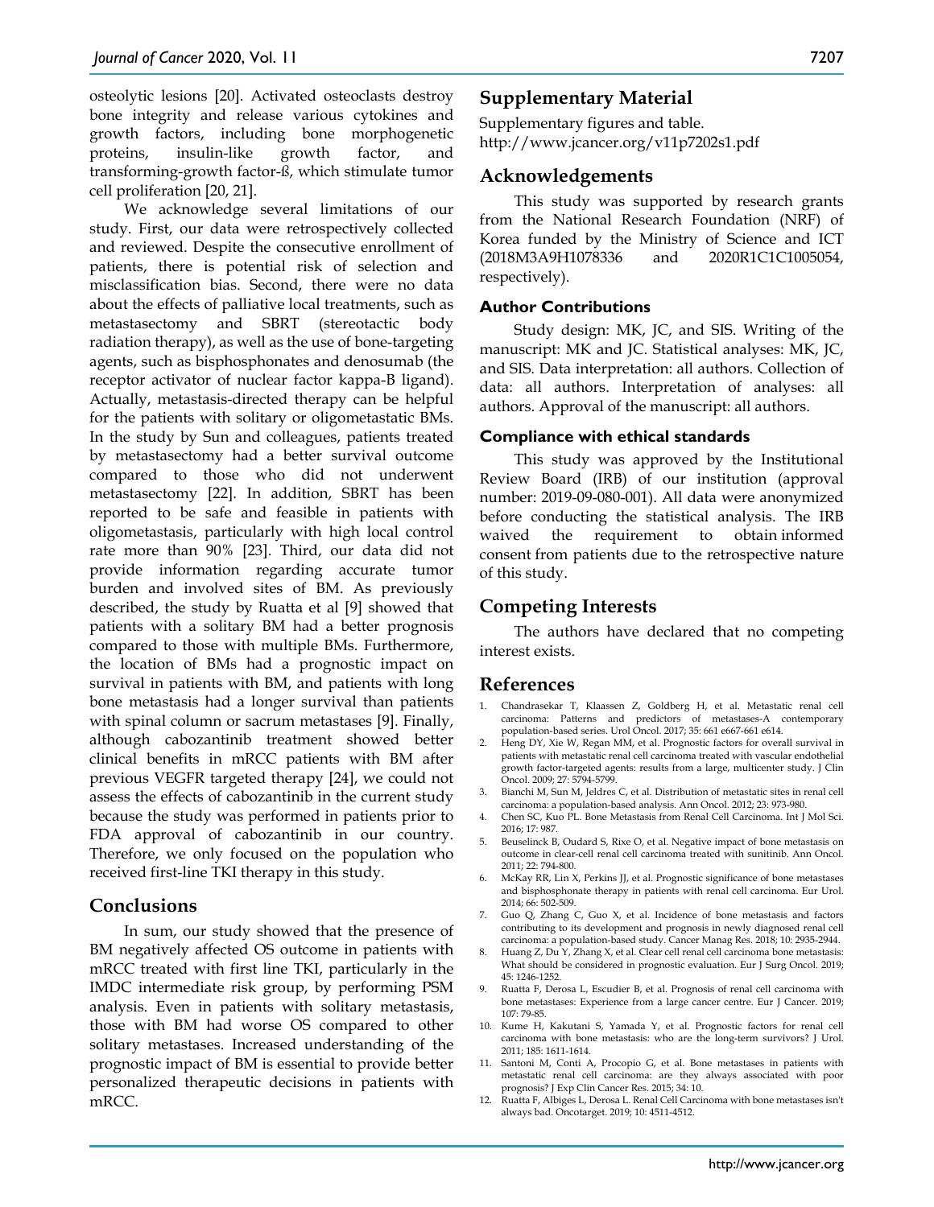osteolytic lesions [20]. Activated osteoclasts destroy bone integrity and release various cytokines and growth factors, including bone morphogenetic proteins, insulin-like growth factor, and transforming-growth factor-ß, which stimulate tumor cell proliferation [20, 21].

We acknowledge several limitations of our study. First, our data were retrospectively collected and reviewed. Despite the consecutive enrollment of patients, there is potential risk of selection and misclassification bias. Second, there were no data about the effects of palliative local treatments, such as metastasectomy and SBRT (stereotactic body radiation therapy), as well as the use of bone-targeting agents, such as bisphosphonates and denosumab (the receptor activator of nuclear factor kappa-B ligand). Actually, metastasis-directed therapy can be helpful for the patients with solitary or oligometastatic BMs. In the study by Sun and colleagues, patients treated by metastasectomy had a better survival outcome compared to those who did not underwent metastasectomy [22]. In addition, SBRT has been reported to be safe and feasible in patients with oligometastasis, particularly with high local control rate more than 90% [23]. Third, our data did not provide information regarding accurate tumor burden and involved sites of BM. As previously described, the study by Ruatta et al [9] showed that patients with a solitary BM had a better prognosis compared to those with multiple BMs. Furthermore, the location of BMs had a prognostic impact on survival in patients with BM, and patients with long bone metastasis had a longer survival than patients with spinal column or sacrum metastases [9]. Finally, although cabozantinib treatment showed better clinical benefits in mRCC patients with BM after previous VEGFR targeted therapy [24], we could not assess the effects of cabozantinib in the current study because the study was performed in patients prior to FDA approval of cabozantinib in our country. Therefore, we only focused on the population who received first-line TKI therapy in this study.

## Conclusions

In sum, our study showed that the presence of BM negatively affected OS outcome in patients with mRCC treated with first line TKI, particularly in the IMDC intermediate risk group, by performing PSM analysis. Even in patients with solitary metastasis, those with BM had worse OS compared to other solitary metastases. Increased understanding of the prognostic impact of BM is essential to provide better personalized therapeutic decisions in patients with mRCC.

## Supplementary Material

Supplementary figures and table.
http://www.jcancer.org/v11p7202s1.pdf

## Acknowledgements

This study was supported by research grants from the National Research Foundation (NRF) of Korea funded by the Ministry of Science and ICT (2018M3A9H1078336 and 2020R1C1C1005054, respectively).

### Author Contributions

Study design: MK, JC, and SIS. Writing of the manuscript: MK and JC. Statistical analyses: MK, JC, and SIS. Data interpretation: all authors. Collection of data: all authors. Interpretation of analyses: all authors. Approval of the manuscript: all authors.

### Compliance with ethical standards

This study was approved by the Institutional Review Board (IRB) of our institution (approval number: 2019-09-080-001). All data were anonymized before conducting the statistical analysis. The IRB waived the requirement to obtain informed consent from patients due to the retrospective nature of this study.

## Competing Interests

The authors have declared that no competing interest exists.

## References

1. Chandrasekar T, Klaassen Z, Goldberg H, et al. Metastatic renal cell carcinoma: Patterns and predictors of metastases-A contemporary population-based series. Urol Oncol. 2017; 35: 661 e667-661 e614.
2. Heng DY, Xie W, Regan MM, et al. Prognostic factors for overall survival in patients with metastatic renal cell carcinoma treated with vascular endothelial growth factor-targeted agents: results from a large, multicenter study. J Clin Oncol. 2009; 27: 5794-5799.
3. Bianchi M, Sun M, Jeldres C, et al. Distribution of metastatic sites in renal cell carcinoma: a population-based analysis. Ann Oncol. 2012; 23: 973-980.
4. Chen SC, Kuo PL. Bone Metastasis from Renal Cell Carcinoma. Int J Mol Sci. 2016; 17: 987.
5. Beuselinck B, Oudard S, Rixe O, et al. Negative impact of bone metastasis on outcome in clear-cell renal cell carcinoma treated with sunitinib. Ann Oncol. 2011; 22: 794-800.
6. McKay RR, Lin X, Perkins JJ, et al. Prognostic significance of bone metastases and bisphosphonate therapy in patients with renal cell carcinoma. Eur Urol. 2014; 66: 502-509.
7. Guo Q, Zhang C, Guo X, et al. Incidence of bone metastasis and factors contributing to its development and prognosis in newly diagnosed renal cell carcinoma: a population-based study. Cancer Manag Res. 2018; 10: 2935-2944.
8. Huang Z, Du Y, Zhang X, et al. Clear cell renal cell carcinoma bone metastasis: What should be considered in prognostic evaluation. Eur J Surg Oncol. 2019; 45: 1246-1252.
9. Ruatta F, Derosa L, Escudier B, et al. Prognosis of renal cell carcinoma with bone metastases: Experience from a large cancer centre. Eur J Cancer. 2019; 107: 79-85.
10. Kume H, Kakutani S, Yamada Y, et al. Prognostic factors for renal cell carcinoma with bone metastasis: who are the long-term survivors? J Urol. 2011; 185: 1611-1614.
11. Santoni M, Conti A, Procopio G, et al. Bone metastases in patients with metastatic renal cell carcinoma: are they always associated with poor prognosis? J Exp Clin Cancer Res. 2015; 34: 10.
12. Ruatta F, Albiges L, Derosa L. Renal Cell Carcinoma with bone metastases isn't always bad. Oncotarget. 2019; 10: 4511-4512.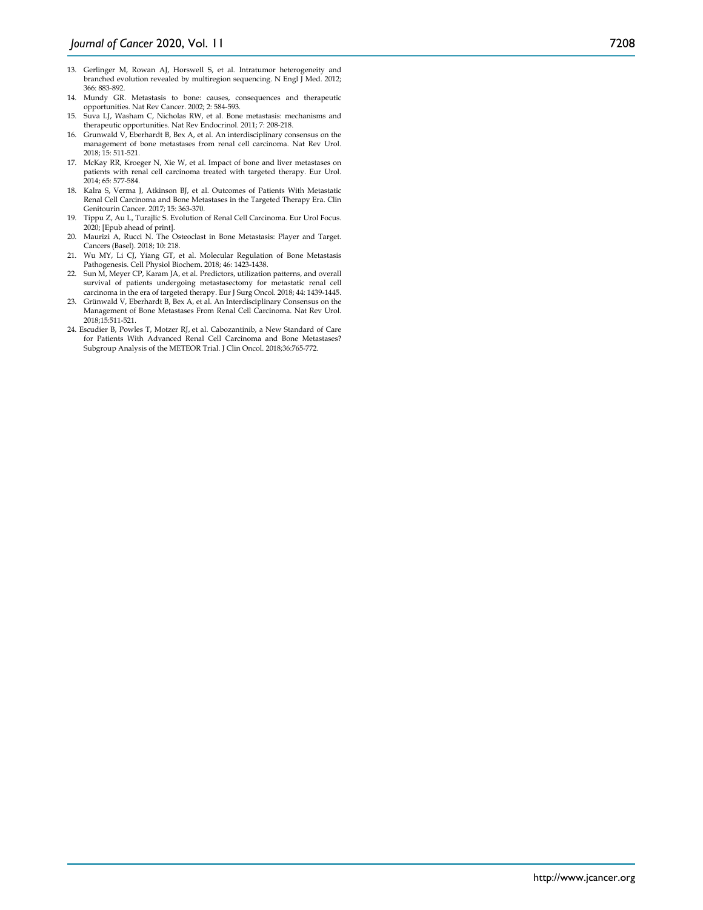13. Gerlinger M, Rowan AJ, Horswell S, et al. Intratumor heterogeneity and branched evolution revealed by multiregion sequencing. N Engl J Med. 2012; 366: 883-892.
14. Mundy GR. Metastasis to bone: causes, consequences and therapeutic opportunities. Nat Rev Cancer. 2002; 2: 584-593.
15. Suva LJ, Washam C, Nicholas RW, et al. Bone metastasis: mechanisms and therapeutic opportunities. Nat Rev Endocrinol. 2011; 7: 208-218.
16. Grunwald V, Eberhardt B, Bex A, et al. An interdisciplinary consensus on the management of bone metastases from renal cell carcinoma. Nat Rev Urol. 2018; 15: 511-521.
17. McKay RR, Kroeger N, Xie W, et al. Impact of bone and liver metastases on patients with renal cell carcinoma treated with targeted therapy. Eur Urol. 2014; 65: 577-584.
18. Kalra S, Verma J, Atkinson BJ, et al. Outcomes of Patients With Metastatic Renal Cell Carcinoma and Bone Metastases in the Targeted Therapy Era. Clin Genitourin Cancer. 2017; 15: 363-370.
19. Tippu Z, Au L, Turajlic S. Evolution of Renal Cell Carcinoma. Eur Urol Focus. 2020; [Epub ahead of print].
20. Maurizi A, Rucci N. The Osteoclast in Bone Metastasis: Player and Target. Cancers (Basel). 2018; 10: 218.
21. Wu MY, Li CJ, Yiang GT, et al. Molecular Regulation of Bone Metastasis Pathogenesis. Cell Physiol Biochem. 2018; 46: 1423-1438.
22. Sun M, Meyer CP, Karam JA, et al. Predictors, utilization patterns, and overall survival of patients undergoing metastasectomy for metastatic renal cell carcinoma in the era of targeted therapy. Eur J Surg Oncol. 2018; 44: 1439-1445.
23. Grünwald V, Eberhardt B, Bex A, et al. An Interdisciplinary Consensus on the Management of Bone Metastases From Renal Cell Carcinoma. Nat Rev Urol. 2018;15:511-521.
24. Escudier B, Powles T, Motzer RJ, et al. Cabozantinib, a New Standard of Care for Patients With Advanced Renal Cell Carcinoma and Bone Metastases? Subgroup Analysis of the METEOR Trial. J Clin Oncol. 2018;36:765-772.